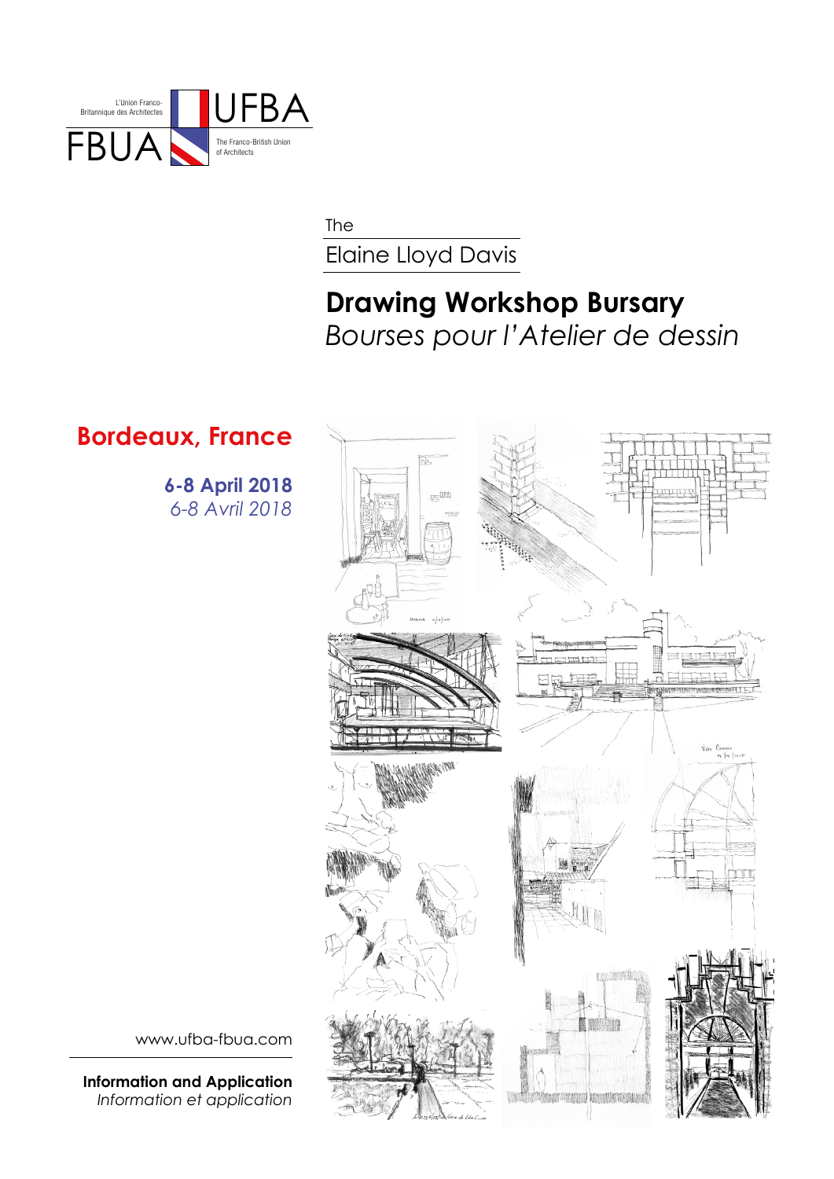L'Union Franco-Britannique des Architectes

**UFBA**

**FBUA**

The Franco-British Union of Architects

The

Elaine Lloyd Davis

# Drawing Workshop Bursary

*Bourses pour l'Atelier de dessin*

## Bordeaux, France

**6-8 April 2018**

*6-8 Avril 2018*

www.ufba-fbua.com

**Information and Application**

*Information et application*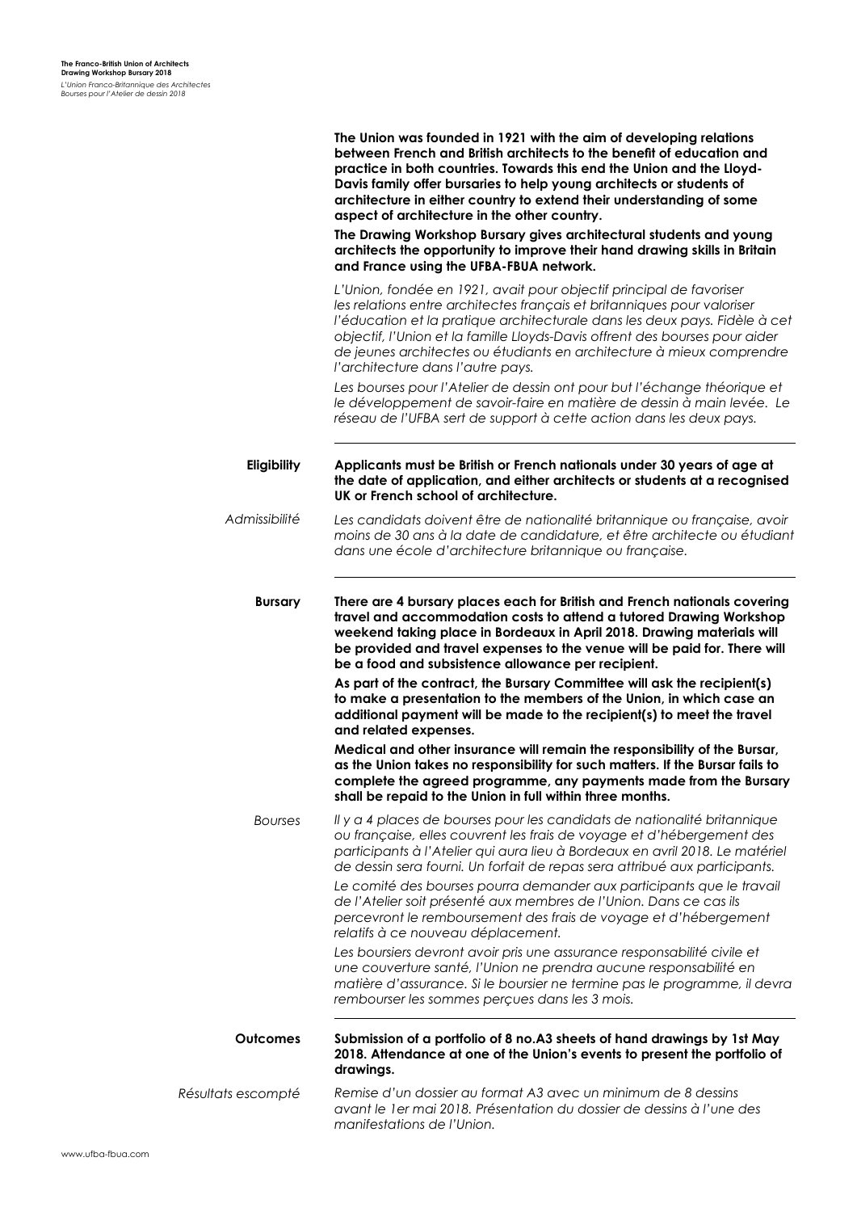**The Union was founded in 1921 with the aim of developing relations between French and British architects to the benefit of education and practice in both countries. Towards this end the Union and the Lloyd-Davis family offer bursaries to help young architects or students of architecture in either country to extend their understanding of some aspect of architecture in the other country.**

**The Drawing Workshop Bursary gives architectural students and young architects the opportunity to improve their hand drawing skills in Britain and France using the UFBA-FBUA network.**

*L'Union, fondée en 1921, avait pour objectif principal de favoriser les relations entre architectes français et britanniques pour valoriser l'éducation et la pratique architecturale dans les deux pays. Fidèle à cet objectif, l'Union et la famille Lloyds-Davis offrent des bourses pour aider de jeunes architectes ou étudiants en architecture à mieux comprendre l'architecture dans l'autre pays.*

*Les bourses pour l'Atelier de dessin ont pour but l'échange théorique et le développement de savoir-faire en matière de dessin à main levée. Le réseau de l'UFBA sert de support à cette action dans les deux pays.*

---

## Eligibility

**Applicants must be British or French nationals under 30 years of age at the date of application, and either architects or students at a recognised UK or French school of architecture.**

## *Admissibilité*

*Les candidats doivent être de nationalité britannique ou française, avoir moins de 30 ans à la date de candidature, et être architecte ou étudiant dans une école d'architecture britannique ou française.*

---

## Bursary

**There are 4 bursary places each for British and French nationals covering travel and accommodation costs to attend a tutored Drawing Workshop weekend taking place in Bordeaux in April 2018. Drawing materials will be provided and travel expenses to the venue will be paid for. There will be a food and subsistence allowance per recipient.**

**As part of the contract, the Bursary Committee will ask the recipient(s) to make a presentation to the members of the Union, in which case an additional payment will be made to the recipient(s) to meet the travel and related expenses.**

**Medical and other insurance will remain the responsibility of the Bursar, as the Union takes no responsibility for such matters. If the Bursar fails to complete the agreed programme, any payments made from the Bursary shall be repaid to the Union in full within three months.**

## *Bourses*

*Il y a 4 places de bourses pour les candidats de nationalité britannique ou française, elles couvrent les frais de voyage et d'hébergement des participants à l'Atelier qui aura lieu à Bordeaux en avril 2018. Le matériel de dessin sera fourni. Un forfait de repas sera attribué aux participants.*

*Le comité des bourses pourra demander aux participants que le travail de l'Atelier soit présenté aux membres de l'Union. Dans ce cas ils percevront le remboursement des frais de voyage et d'hébergement relatifs à ce nouveau déplacement.*

*Les boursiers devront avoir pris une assurance responsabilité civile et une couverture santé, l'Union ne prendra aucune responsabilité en matière d'assurance. Si le boursier ne termine pas le programme, il devra rembourser les sommes perçues dans les 3 mois.*

---

## Outcomes

**Submission of a portfolio of 8 no.A3 sheets of hand drawings by 1st May 2018. Attendance at one of the Union's events to present the portfolio of drawings.**

## *Résultats escompté*

*Remise d'un dossier au format A3 avec un minimum de 8 dessins avant le 1er mai 2018. Présentation du dossier de dessins à l'une des manifestations de l'Union.*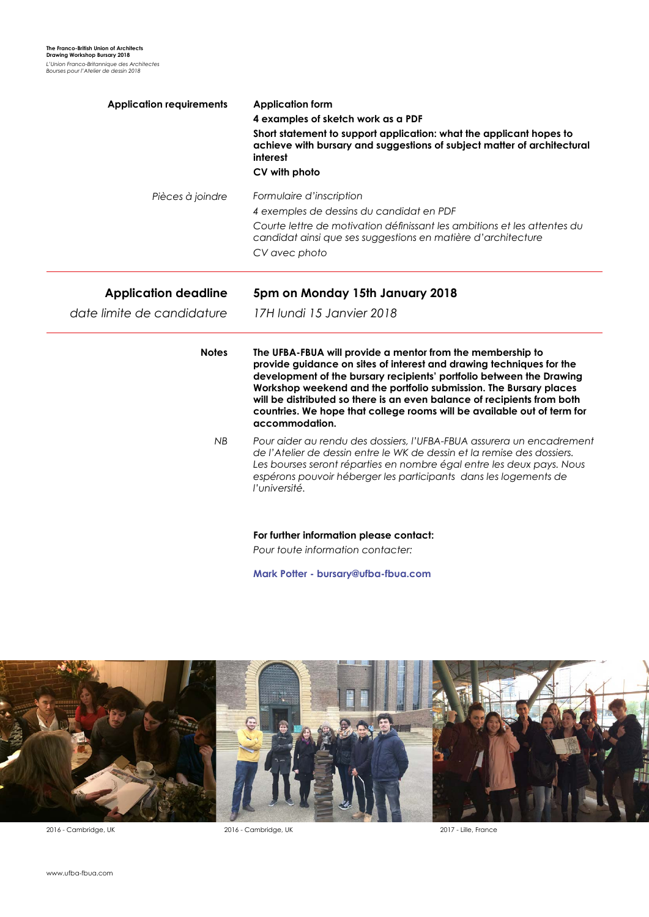**Application requirements**

**Application form**

**4 examples of sketch work as a PDF**

**Short statement to support application: what the applicant hopes to achieve with bursary and suggestions of subject matter of architectural interest**

**CV with photo**

*Pièces à joindre*

*Formulaire d'inscription*

*4 exemples de dessins du candidat en PDF*

*Courte lettre de motivation définissant les ambitions et les attentes du candidat ainsi que ses suggestions en matière d'architecture*

*CV avec photo*

---

## Application deadline

## 5pm on Monday 15th January 2018

*date limite de candidature*

*17H lundi 15 Janvier 2018*

---

**Notes**

**The UFBA-FBUA will provide a mentor from the membership to provide guidance on sites of interest and drawing techniques for the development of the bursary recipients' portfolio between the Drawing Workshop weekend and the portfolio submission. The Bursary places will be distributed so there is an even balance of recipients from both countries. We hope that college rooms will be available out of term for accommodation.**

*NB*

*Pour aider au rendu des dossiers, l'UFBA-FBUA assurera un encadrement de l'Atelier de dessin entre le WK de dessin et la remise des dossiers. Les bourses seront réparties en nombre égal entre les deux pays. Nous espérons pouvoir héberger les participants dans les logements de l'université.*

**For further information please contact:**

*Pour toute information contacter:*

**Mark Potter - bursary@ufba-fbua.com**

2016 - Cambridge, UK

2016 - Cambridge, UK

2017 - Lille, France

www.ufba-fbua.com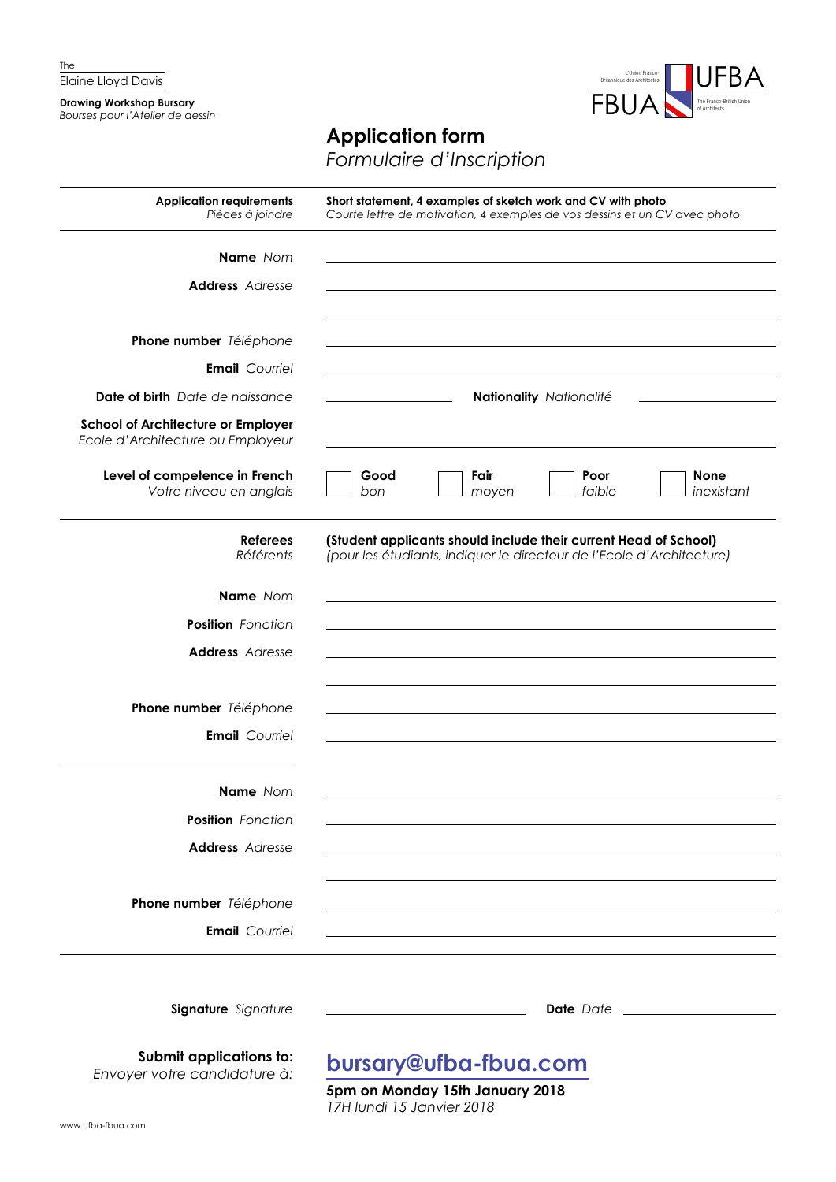The
Elaine Lloyd Davis

**Drawing Workshop Bursary**
*Bourses pour l'Atelier de dessin*

L'Union Franco-Britannique des Architectes **UFBA**
**FBUA** The Franco-British Union of Architects

# Application form
*Formulaire d'Inscription*

**Application requirements** *Pièces à joindre*
**Short statement, 4 examples of sketch work and CV with photo**
*Courte lettre de motivation, 4 exemples de vos dessins et un CV avec photo*

**Name** *Nom* ______________________________

**Address** *Adresse* ______________________________

______________________________

**Phone number** *Téléphone* ______________________________

**Email** *Courriel* ______________________________

**Date of birth** *Date de naissance* ______________ **Nationality** *Nationalité* ______________

**School of Architecture or Employer**
*Ecole d'Architecture ou Employeur* ______________________________

**Level of competence in French**
*Votre niveau en anglais*

- [ ] **Good** *bon*
- [ ] **Fair** *moyen*
- [ ] **Poor** *faible*
- [ ] **None** *inexistant*

**Referees** *Référents*
**(Student applicants should include their current Head of School)**
*(pour les étudiants, indiquer le directeur de l'Ecole d'Architecture)*

**Name** *Nom* ______________________________

**Position** *Fonction* ______________________________

**Address** *Adresse* ______________________________

______________________________

**Phone number** *Téléphone* ______________________________

**Email** *Courriel* ______________________________

**Name** *Nom* ______________________________

**Position** *Fonction* ______________________________

**Address** *Adresse* ______________________________

______________________________

**Phone number** *Téléphone* ______________________________

**Email** *Courriel* ______________________________

**Signature** *Signature* ______________________ **Date** *Date* ______________

**Submit applications to:**
*Envoyer votre candidature à:*

**bursary@ufba-fbua.com**

**5pm on Monday 15th January 2018**
*17H lundi 15 Janvier 2018*

www.ufba-fbua.com